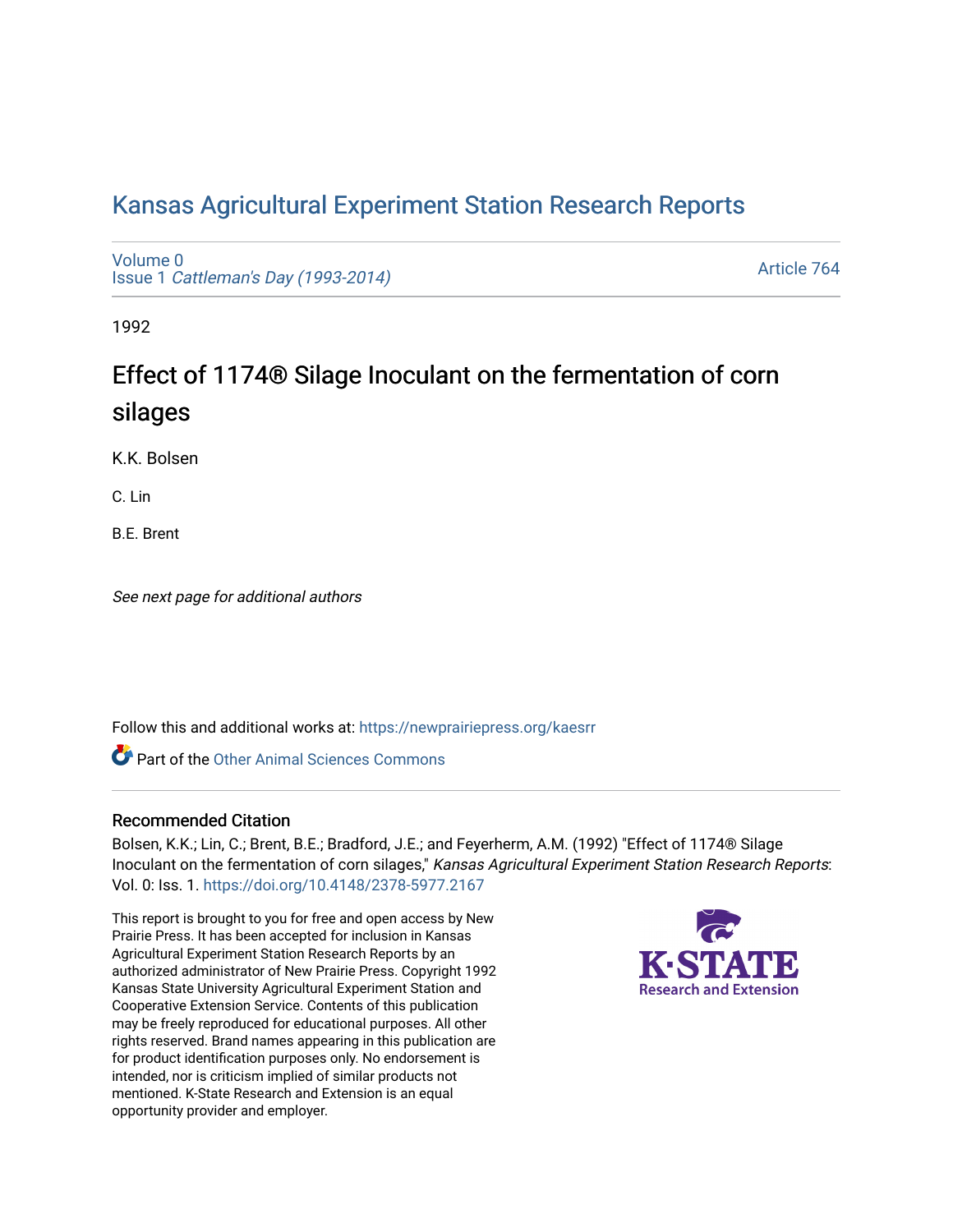# Kansas Agricultural Experiment Station Research Reports

Volume 0
Issue 1 *Cattleman's Day (1993-2014)*

Article 764

1992

## Effect of 1174® Silage Inoculant on the fermentation of corn silages

K.K. Bolsen

C. Lin

B.E. Brent

*See next page for additional authors*

Follow this and additional works at: https://newprairiepress.org/kaesrr

Part of the Other Animal Sciences Commons

### Recommended Citation

Bolsen, K.K.; Lin, C.; Brent, B.E.; Bradford, J.E.; and Feyerherm, A.M. (1992) "Effect of 1174® Silage Inoculant on the fermentation of corn silages," *Kansas Agricultural Experiment Station Research Reports*: Vol. 0: Iss. 1. https://doi.org/10.4148/2378-5977.2167

This report is brought to you for free and open access by New Prairie Press. It has been accepted for inclusion in Kansas Agricultural Experiment Station Research Reports by an authorized administrator of New Prairie Press. Copyright 1992 Kansas State University Agricultural Experiment Station and Cooperative Extension Service. Contents of this publication may be freely reproduced for educational purposes. All other rights reserved. Brand names appearing in this publication are for product identification purposes only. No endorsement is intended, nor is criticism implied of similar products not mentioned. K-State Research and Extension is an equal opportunity provider and employer.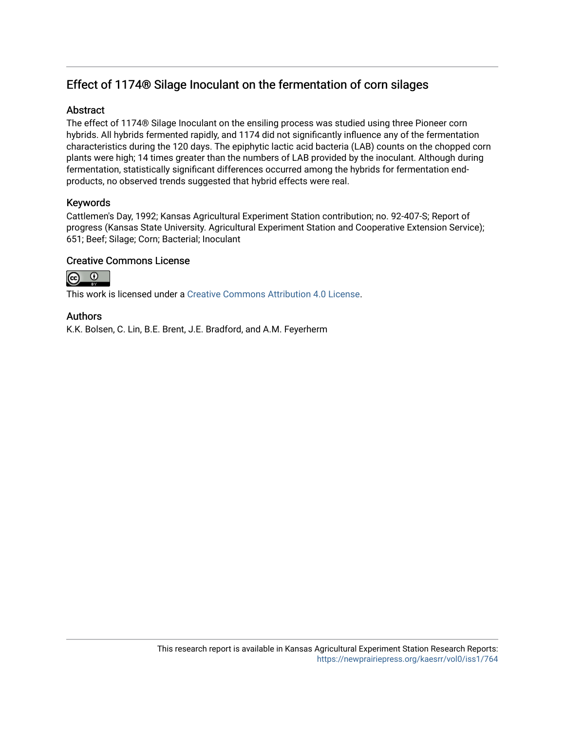## Effect of 1174® Silage Inoculant on the fermentation of corn silages

### Abstract

The effect of 1174® Silage Inoculant on the ensiling process was studied using three Pioneer corn hybrids. All hybrids fermented rapidly, and 1174 did not significantly influence any of the fermentation characteristics during the 120 days. The epiphytic lactic acid bacteria (LAB) counts on the chopped corn plants were high; 14 times greater than the numbers of LAB provided by the inoculant. Although during fermentation, statistically significant differences occurred among the hybrids for fermentation end-products, no observed trends suggested that hybrid effects were real.

### Keywords

Cattlemen's Day, 1992; Kansas Agricultural Experiment Station contribution; no. 92-407-S; Report of progress (Kansas State University. Agricultural Experiment Station and Cooperative Extension Service); 651; Beef; Silage; Corn; Bacterial; Inoculant

### Creative Commons License

This work is licensed under a Creative Commons Attribution 4.0 License.

### Authors

K.K. Bolsen, C. Lin, B.E. Brent, J.E. Bradford, and A.M. Feyerherm

This research report is available in Kansas Agricultural Experiment Station Research Reports: https://newprairiepress.org/kaesrr/vol0/iss1/764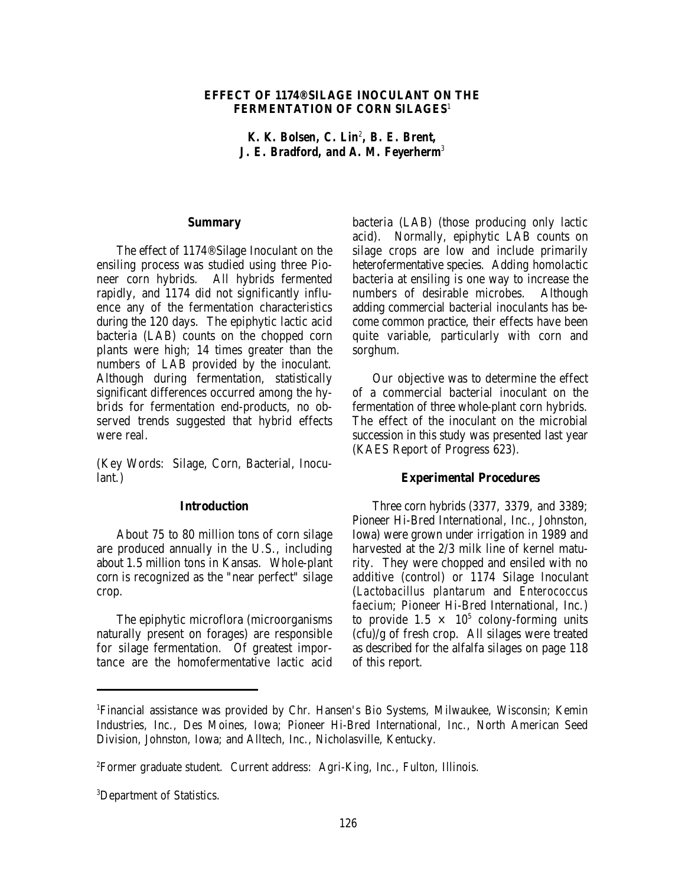# EFFECT OF 1174® SILAGE INOCULANT ON THE FERMENTATION OF CORN SILAGES[1]

*K. K. Bolsen, C. Lin[2], B. E. Brent, J. E. Bradford, and A. M. Feyerherm[3]*

## Summary

The effect of 1174® Silage Inoculant on the ensiling process was studied using three Pioneer corn hybrids. All hybrids fermented rapidly, and 1174 did not significantly influence any of the fermentation characteristics during the 120 days. The epiphytic lactic acid bacteria (LAB) counts on the chopped corn plants were high; 14 times greater than the numbers of LAB provided by the inoculant. Although during fermentation, statistically significant differences occurred among the hybrids for fermentation end-products, no observed trends suggested that hybrid effects were real.

(Key Words: Silage, Corn, Bacterial, Inoculant.)

## Introduction

About 75 to 80 million tons of corn silage are produced annually in the U.S., including about 1.5 million tons in Kansas. Whole-plant corn is recognized as the "near perfect" silage crop.

The epiphytic microflora (microorganisms naturally present on forages) are responsible for silage fermentation. Of greatest importance are the homofermentative lactic acid bacteria (LAB) (those producing only lactic acid). Normally, epiphytic LAB counts on silage crops are low and include primarily heterofermentative species. Adding homolactic bacteria at ensiling is one way to increase the numbers of desirable microbes. Although adding commercial bacterial inoculants has become common practice, their effects have been quite variable, particularly with corn and sorghum.

Our objective was to determine the effect of a commercial bacterial inoculant on the fermentation of three whole-plant corn hybrids. The effect of the inoculant on the microbial succession in this study was presented last year (KAES Report of Progress 623).

## Experimental Procedures

Three corn hybrids (3377, 3379, and 3389; Pioneer Hi-Bred International, Inc., Johnston, Iowa) were grown under irrigation in 1989 and harvested at the 2/3 milk line of kernel maturity. They were chopped and ensiled with no additive (control) or 1174 Silage Inoculant (*Lactobacillus plantarum* and *Enterococcus faecium*; Pioneer Hi-Bred International, Inc.) to provide $1.5 \times 10^5$ colony-forming units (cfu)/g of fresh crop. All silages were treated as described for the alfalfa silages on page 118 of this report.

---

[1]Financial assistance was provided by Chr. Hansen's Bio Systems, Milwaukee, Wisconsin; Kemin Industries, Inc., Des Moines, Iowa; Pioneer Hi-Bred International, Inc., North American Seed Division, Johnston, Iowa; and Alltech, Inc., Nicholasville, Kentucky.

[2]Former graduate student. Current address: Agri-King, Inc., Fulton, Illinois.

[3]Department of Statistics.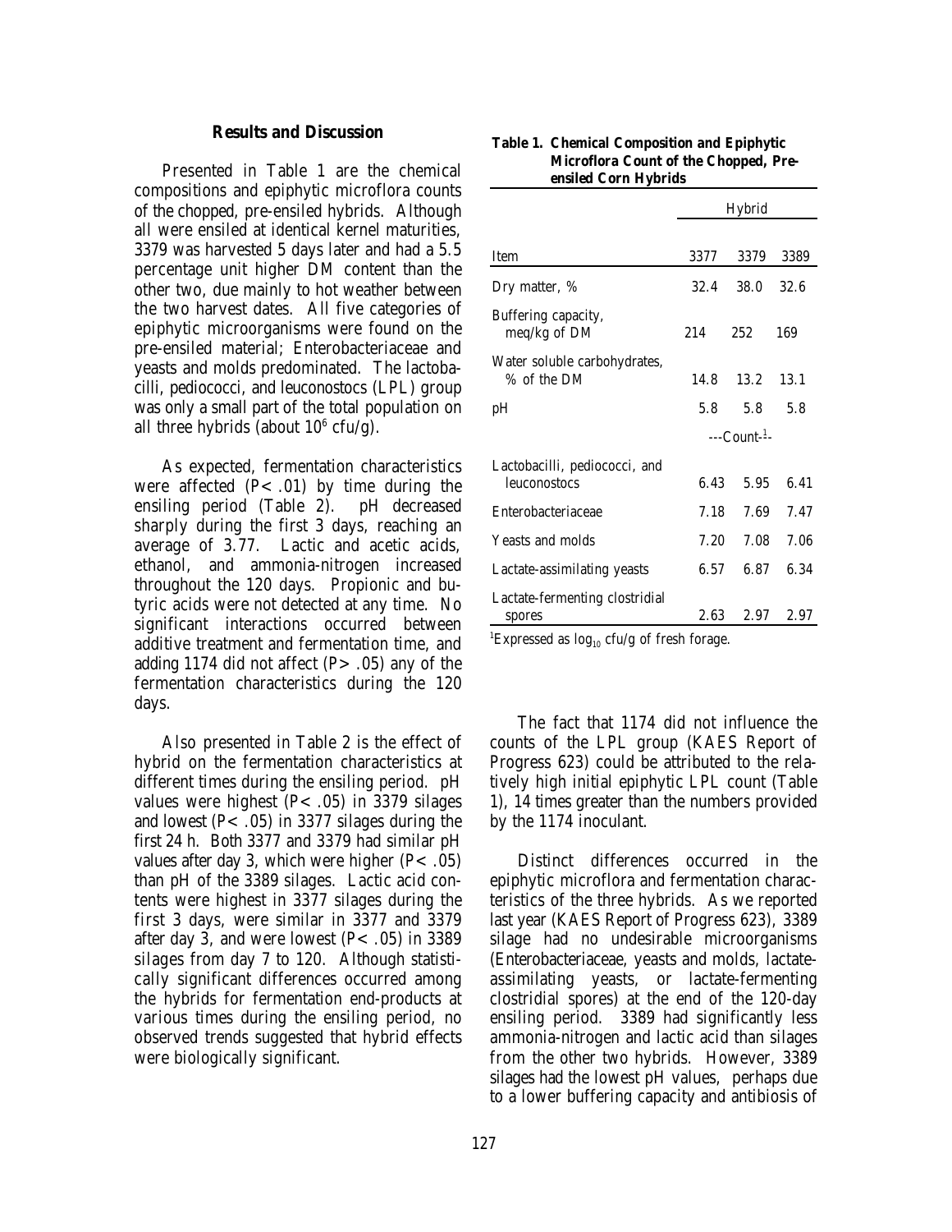## Results and Discussion

Presented in Table 1 are the chemical compositions and epiphytic microflora counts of the chopped, pre-ensiled hybrids. Although all were ensiled at identical kernel maturities, 3379 was harvested 5 days later and had a 5.5 percentage unit higher DM content than the other two, due mainly to hot weather between the two harvest dates. All five categories of epiphytic microorganisms were found on the pre-ensiled material; Enterobacteriaceae and yeasts and molds predominated. The lactobacilli, pediococci, and leuconostocs (LPL) group was only a small part of the total population on all three hybrids (about $10^6$ cfu/g).

As expected, fermentation characteristics were affected ($P < .01$) by time during the ensiling period (Table 2). pH decreased sharply during the first 3 days, reaching an average of 3.77. Lactic and acetic acids, ethanol, and ammonia-nitrogen increased throughout the 120 days. Propionic and butyric acids were not detected at any time. No significant interactions occurred between additive treatment and fermentation time, and adding 1174 did not affect ($P > .05$) any of the fermentation characteristics during the 120 days.

Also presented in Table 2 is the effect of hybrid on the fermentation characteristics at different times during the ensiling period. pH values were highest ($P < .05$) in 3379 silages and lowest ($P < .05$) in 3377 silages during the first 24 h. Both 3377 and 3379 had similar pH values after day 3, which were higher ($P < .05$) than pH of the 3389 silages. Lactic acid contents were highest in 3377 silages during the first 3 days, were similar in 3377 and 3379 after day 3, and were lowest ($P < .05$) in 3389 silages from day 7 to 120. Although statistically significant differences occurred among the hybrids for fermentation end-products at various times during the ensiling period, no observed trends suggested that hybrid effects were biologically significant.

**Table 1. Chemical Composition and Epiphytic Microflora Count of the Chopped, Pre-ensiled Corn Hybrids**

| | Hybrid | | |
|---|---|---|---|
| Item | 3377 | 3379 | 3389 |
| Dry matter, % | 32.4 | 38.0 | 32.6 |
| Buffering capacity, meq/kg of DM | 214 | 252 | 169 |
| Water soluble carbohydrates, % of the DM | 14.8 | 13.2 | 13.1 |
| pH | 5.8 | 5.8 | 5.8 |
| | ---Count-[1]- | | |
| Lactobacilli, pediococci, and leuconostocs | 6.43 | 5.95 | 6.41 |
| Enterobacteriaceae | 7.18 | 7.69 | 7.47 |
| Yeasts and molds | 7.20 | 7.08 | 7.06 |
| Lactate-assimilating yeasts | 6.57 | 6.87 | 6.34 |
| Lactate-fermenting clostridial spores | 2.63 | 2.97 | 2.97 |

[1]Expressed as $\log_{10}$ cfu/g of fresh forage.

The fact that 1174 did not influence the counts of the LPL group (KAES Report of Progress 623) could be attributed to the relatively high initial epiphytic LPL count (Table 1), 14 times greater than the numbers provided by the 1174 inoculant.

Distinct differences occurred in the epiphytic microflora and fermentation characteristics of the three hybrids. As we reported last year (KAES Report of Progress 623), 3389 silage had no undesirable microorganisms (Enterobacteriaceae, yeasts and molds, lactate-assimilating yeasts, or lactate-fermenting clostridial spores) at the end of the 120-day ensiling period. 3389 had significantly less ammonia-nitrogen and lactic acid than silages from the other two hybrids. However, 3389 silages had the lowest pH values, perhaps due to a lower buffering capacity and antibiosis of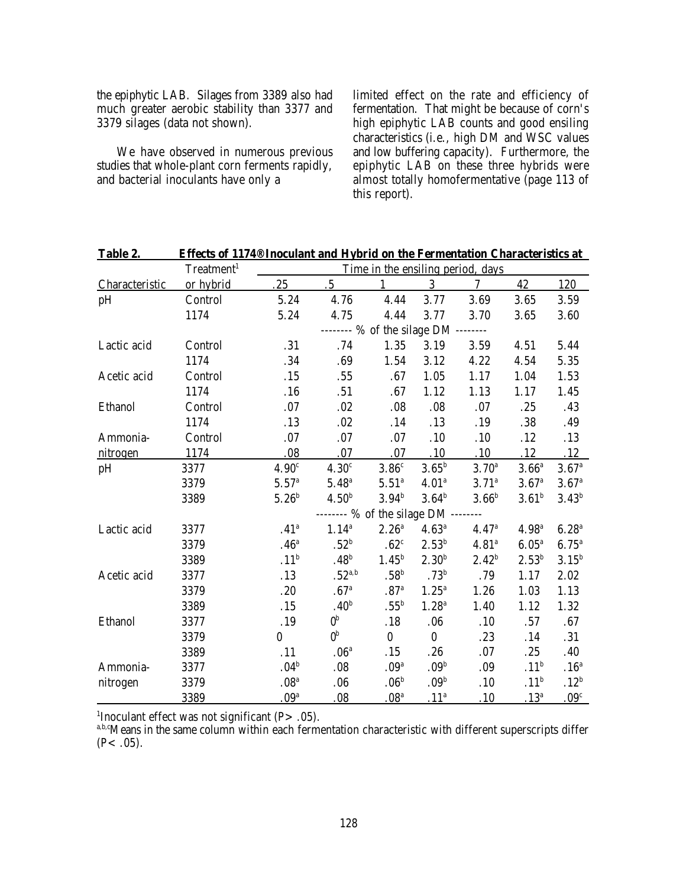the epiphytic LAB. Silages from 3389 also had much greater aerobic stability than 3377 and 3379 silages (data not shown).

We have observed in numerous previous studies that whole-plant corn ferments rapidly, and bacterial inoculants have only a limited effect on the rate and efficiency of fermentation. That might be because of corn's high epiphytic LAB counts and good ensiling characteristics (i.e., high DM and WSC values and low buffering capacity). Furthermore, the epiphytic LAB on these three hybrids were almost totally homofermentative (page 113 of this report).

**Table 2. Effects of 1174® Inoculant and Hybrid on the Fermentation Characteristics at**

| Characteristic | Treatment[1] or hybrid | .25 | .5 | 1 | 3 | 7 | 42 | 120 |
|---|---|---|---|---|---|---|---|---|
| | | Time in the ensiling period, days | | | | | | |
| pH | Control | 5.24 | 4.76 | 4.44 | 3.77 | 3.69 | 3.65 | 3.59 |
| | 1174 | 5.24 | 4.75 | 4.44 | 3.77 | 3.70 | 3.65 | 3.60 |
| | | -------- % of the silage DM -------- | | | | | | |
| Lactic acid | Control | .31 | .74 | 1.35 | 3.19 | 3.59 | 4.51 | 5.44 |
| | 1174 | .34 | .69 | 1.54 | 3.12 | 4.22 | 4.54 | 5.35 |
| Acetic acid | Control | .15 | .55 | .67 | 1.05 | 1.17 | 1.04 | 1.53 |
| | 1174 | .16 | .51 | .67 | 1.12 | 1.13 | 1.17 | 1.45 |
| Ethanol | Control | .07 | .02 | .08 | .08 | .07 | .25 | .43 |
| | 1174 | .13 | .02 | .14 | .13 | .19 | .38 | .49 |
| Ammonia-nitrogen | Control | .07 | .07 | .07 | .10 | .10 | .12 | .13 |
| | 1174 | .08 | .07 | .07 | .10 | .10 | .12 | .12 |
| pH | 3377 | 4.90[c] | 4.30[c] | 3.86[c] | 3.65[b] | 3.70[a] | 3.66[a] | 3.67[a] |
| | 3379 | 5.57[a] | 5.48[a] | 5.51[a] | 4.01[a] | 3.71[a] | 3.67[a] | 3.67[a] |
| | 3389 | 5.26[b] | 4.50[b] | 3.94[b] | 3.64[b] | 3.66[b] | 3.61[b] | 3.43[b] |
| | | -------- % of the silage DM -------- | | | | | | |
| Lactic acid | 3377 | .41[a] | 1.14[a] | 2.26[a] | 4.63[a] | 4.47[a] | 4.98[a] | 6.28[a] |
| | 3379 | .46[a] | .52[b] | .62[c] | 2.53[b] | 4.81[a] | 6.05[a] | 6.75[a] |
| | 3389 | .11[b] | .48[b] | 1.45[b] | 2.30[b] | 2.42[b] | 2.53[b] | 3.15[b] |
| Acetic acid | 3377 | .13 | .52[a,b] | .58[b] | .73[b] | .79 | 1.17 | 2.02 |
| | 3379 | .20 | .67[a] | .87[a] | 1.25[a] | 1.26 | 1.03 | 1.13 |
| | 3389 | .15 | .40[b] | .55[b] | 1.28[a] | 1.40 | 1.12 | 1.32 |
| Ethanol | 3377 | .19 | 0[b] | .18 | .06 | .10 | .57 | .67 |
| | 3379 | 0 | 0[b] | 0 | 0 | .23 | .14 | .31 |
| | 3389 | .11 | .06[a] | .15 | .26 | .07 | .25 | .40 |
| Ammonia-nitrogen | 3377 | .04[b] | .08 | .09[a] | .09[b] | .09 | .11[b] | .16[a] |
| | 3379 | .08[a] | .06 | .06[b] | .09[b] | .10 | .11[b] | .12[b] |
| | 3389 | .09[a] | .08 | .08[a] | .11[a] | .10 | .13[a] | .09[c] |

[1]Inoculant effect was not significant ($P > .05$).

[a,b,c]Means in the same column within each fermentation characteristic with different superscripts differ ($P < .05$).